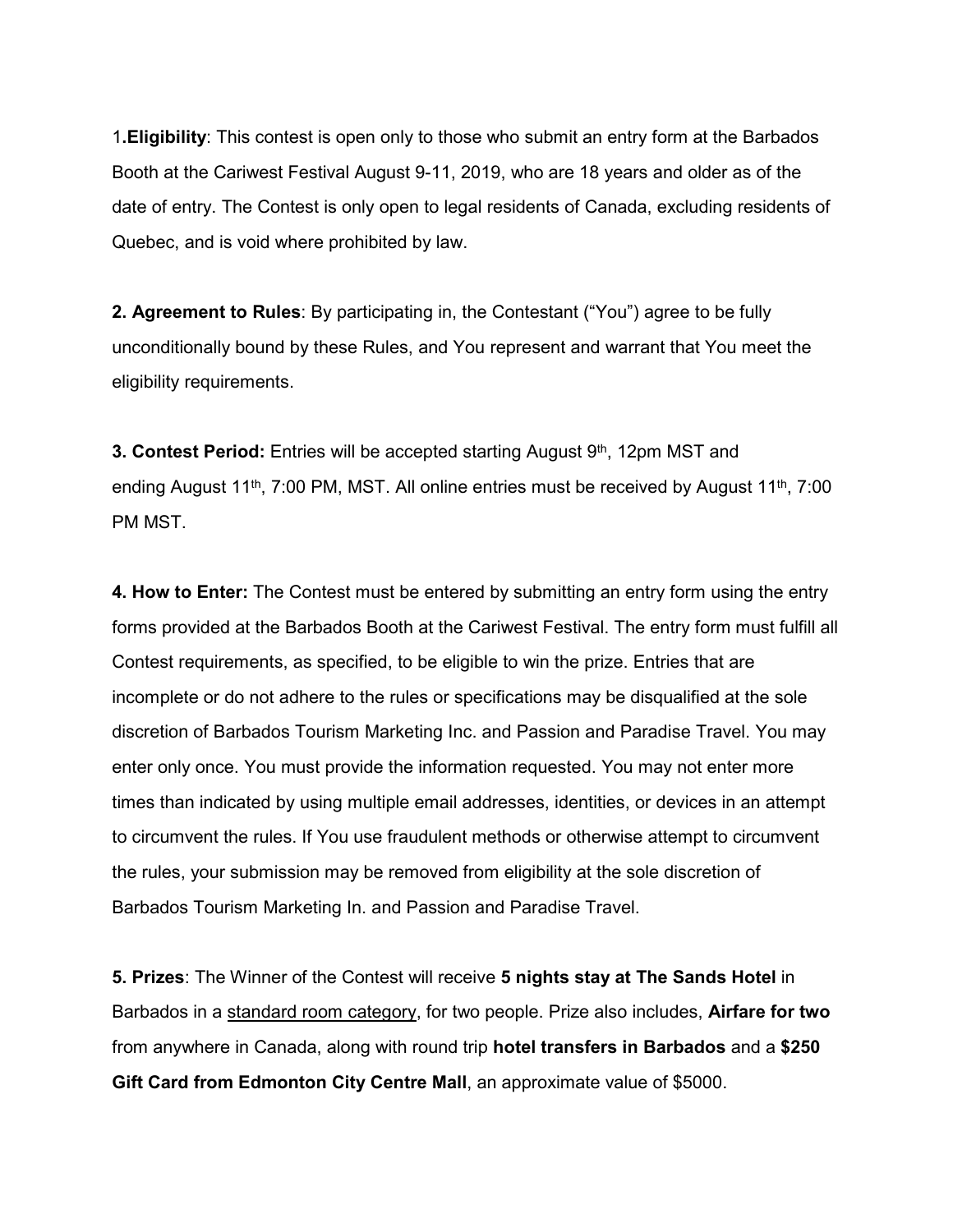1.**Eligibility**: This contest is open only to those who submit an entry form at the Barbados Booth at the Cariwest Festival August 9-11, 2019, who are 18 years and older as of the date of entry. The Contest is only open to legal residents of Canada, excluding residents of Quebec, and is void where prohibited by law.

**2. Agreement to Rules**: By participating in, the Contestant ("You") agree to be fully unconditionally bound by these Rules, and You represent and warrant that You meet the eligibility requirements.

**3. Contest Period:** Entries will be accepted starting August 9th, 12pm MST and ending August 11th, 7:00 PM, MST. All online entries must be received by August 11th, 7:00 PM MST.

**4. How to Enter:** The Contest must be entered by submitting an entry form using the entry forms provided at the Barbados Booth at the Cariwest Festival. The entry form must fulfill all Contest requirements, as specified, to be eligible to win the prize. Entries that are incomplete or do not adhere to the rules or specifications may be disqualified at the sole discretion of Barbados Tourism Marketing Inc. and Passion and Paradise Travel. You may enter only once. You must provide the information requested. You may not enter more times than indicated by using multiple email addresses, identities, or devices in an attempt to circumvent the rules. If You use fraudulent methods or otherwise attempt to circumvent the rules, your submission may be removed from eligibility at the sole discretion of Barbados Tourism Marketing In. and Passion and Paradise Travel.

**5. Prizes**: The Winner of the Contest will receive **5 nights stay at The Sands Hotel** in Barbados in a standard room category, for two people. Prize also includes, **Airfare for two** from anywhere in Canada, along with round trip **hotel transfers in Barbados** and a **$250 Gift Card from Edmonton City Centre Mall**, an approximate value of $5000.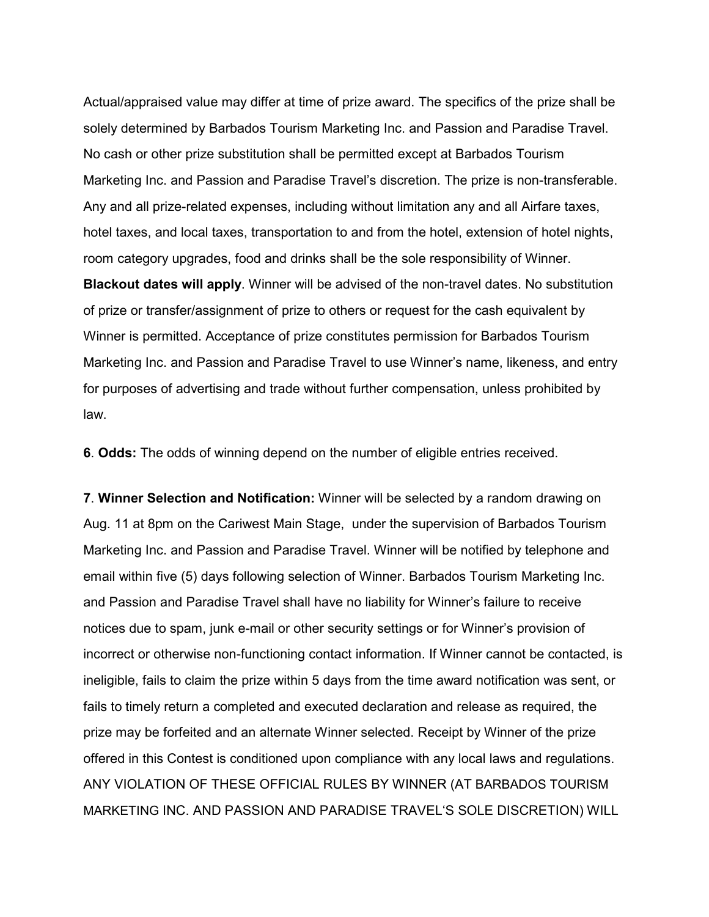Actual/appraised value may differ at time of prize award. The specifics of the prize shall be solely determined by Barbados Tourism Marketing Inc. and Passion and Paradise Travel. No cash or other prize substitution shall be permitted except at Barbados Tourism Marketing Inc. and Passion and Paradise Travel's discretion. The prize is non-transferable. Any and all prize-related expenses, including without limitation any and all Airfare taxes, hotel taxes, and local taxes, transportation to and from the hotel, extension of hotel nights, room category upgrades, food and drinks shall be the sole responsibility of Winner. **Blackout dates will apply**. Winner will be advised of the non-travel dates. No substitution of prize or transfer/assignment of prize to others or request for the cash equivalent by Winner is permitted. Acceptance of prize constitutes permission for Barbados Tourism Marketing Inc. and Passion and Paradise Travel to use Winner's name, likeness, and entry for purposes of advertising and trade without further compensation, unless prohibited by law.

**6**. **Odds:** The odds of winning depend on the number of eligible entries received.

**7**. **Winner Selection and Notification:** Winner will be selected by a random drawing on Aug. 11 at 8pm on the Cariwest Main Stage, under the supervision of Barbados Tourism Marketing Inc. and Passion and Paradise Travel. Winner will be notified by telephone and email within five (5) days following selection of Winner. Barbados Tourism Marketing Inc. and Passion and Paradise Travel shall have no liability for Winner's failure to receive notices due to spam, junk e-mail or other security settings or for Winner's provision of incorrect or otherwise non-functioning contact information. If Winner cannot be contacted, is ineligible, fails to claim the prize within 5 days from the time award notification was sent, or fails to timely return a completed and executed declaration and release as required, the prize may be forfeited and an alternate Winner selected. Receipt by Winner of the prize offered in this Contest is conditioned upon compliance with any local laws and regulations. ANY VIOLATION OF THESE OFFICIAL RULES BY WINNER (AT BARBADOS TOURISM MARKETING INC. AND PASSION AND PARADISE TRAVEL'S SOLE DISCRETION) WILL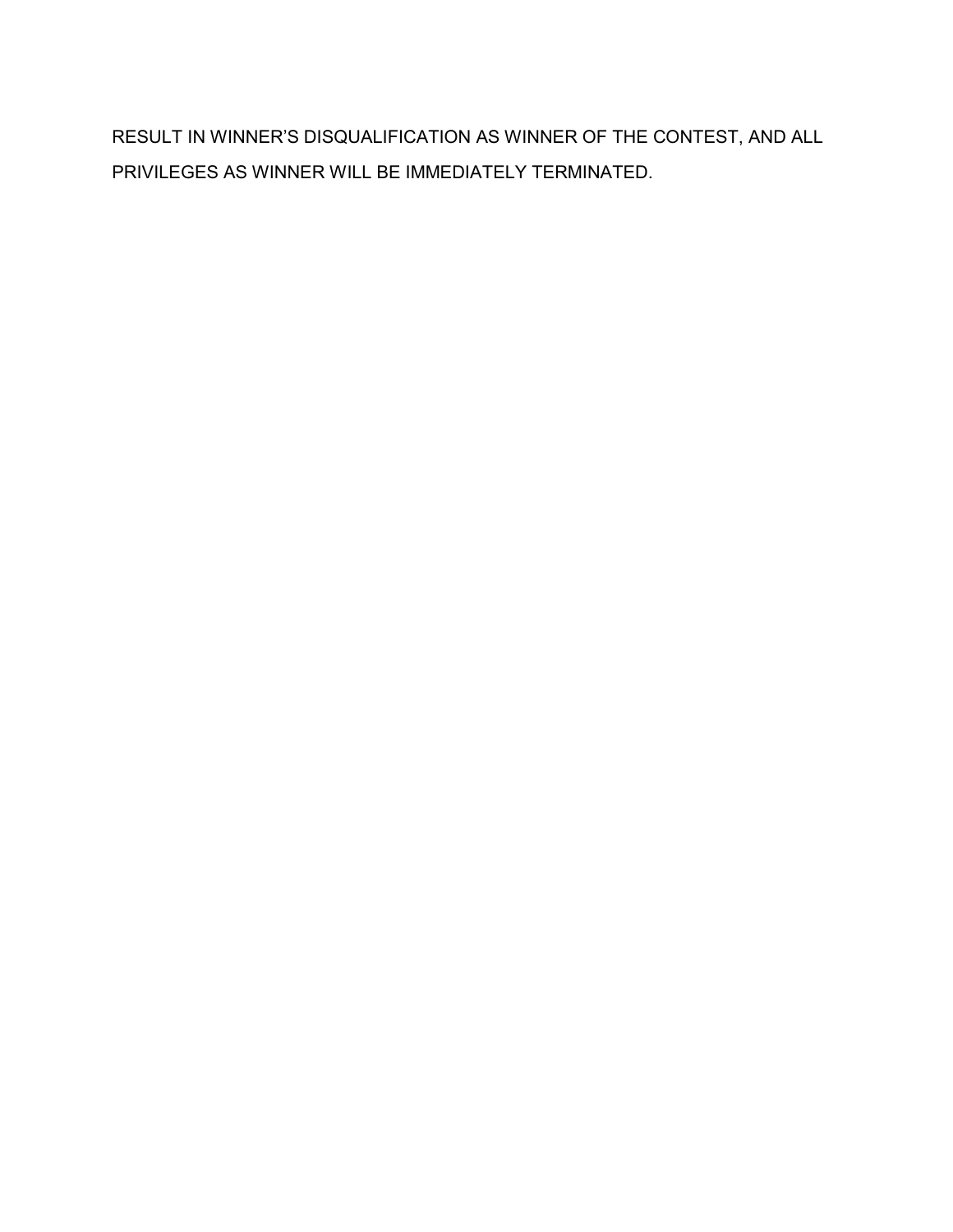RESULT IN WINNER'S DISQUALIFICATION AS WINNER OF THE CONTEST, AND ALL PRIVILEGES AS WINNER WILL BE IMMEDIATELY TERMINATED.